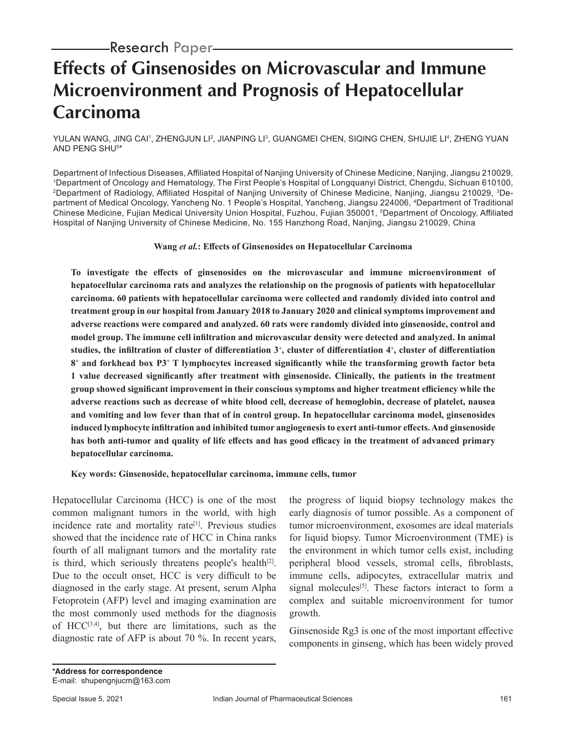Research Paper

# Effects of Ginsenosides on Microvascular and Immune Microenvironment and Prognosis of Hepatocellular Carcinoma

YULAN WANG, JING CAI[1], ZHENGJUN LI[2], JIANPING LI[3], GUANGMEI CHEN, SIQING CHEN, SHUJIE LI[4], ZHENG YUAN AND PENG SHU[5]*

Department of Infectious Diseases, Affiliated Hospital of Nanjing University of Chinese Medicine, Nanjing, Jiangsu 210029, [1]Department of Oncology and Hematology, The First People's Hospital of Longquanyi District, Chengdu, Sichuan 610100, [2]Department of Radiology, Affiliated Hospital of Nanjing University of Chinese Medicine, Nanjing, Jiangsu 210029, [3]Department of Medical Oncology, Yancheng No. 1 People's Hospital, Yancheng, Jiangsu 224006, [4]Department of Traditional Chinese Medicine, Fujian Medical University Union Hospital, Fuzhou, Fujian 350001, [5]Department of Oncology, Affiliated Hospital of Nanjing University of Chinese Medicine, No. 155 Hanzhong Road, Nanjing, Jiangsu 210029, China

**Wang *et al.*: Effects of Ginsenosides on Hepatocellular Carcinoma**

**To investigate the effects of ginsenosides on the microvascular and immune microenvironment of hepatocellular carcinoma rats and analyzes the relationship on the prognosis of patients with hepatocellular carcinoma. 60 patients with hepatocellular carcinoma were collected and randomly divided into control and treatment group in our hospital from January 2018 to January 2020 and clinical symptoms improvement and adverse reactions were compared and analyzed. 60 rats were randomly divided into ginsenoside, control and model group. The immune cell infiltration and microvascular density were detected and analyzed. In animal studies, the infiltration of cluster of differentiation 3$^+$, cluster of differentiation 4$^+$, cluster of differentiation 8$^+$ and forkhead box P3$^+$ T lymphocytes increased significantly while the transforming growth factor beta 1 value decreased significantly after treatment with ginsenoside. Clinically, the patients in the treatment group showed significant improvement in their conscious symptoms and higher treatment efficiency while the adverse reactions such as decrease of white blood cell, decrease of hemoglobin, decrease of platelet, nausea and vomiting and low fever than that of in control group. In hepatocellular carcinoma model, ginsenosides induced lymphocyte infiltration and inhibited tumor angiogenesis to exert anti-tumor effects. And ginsenoside has both anti-tumor and quality of life effects and has good efficacy in the treatment of advanced primary hepatocellular carcinoma.**

**Key words: Ginsenoside, hepatocellular carcinoma, immune cells, tumor**

Hepatocellular Carcinoma (HCC) is one of the most common malignant tumors in the world, with high incidence rate and mortality rate[1]. Previous studies showed that the incidence rate of HCC in China ranks fourth of all malignant tumors and the mortality rate is third, which seriously threatens people's health[2]. Due to the occult onset, HCC is very difficult to be diagnosed in the early stage. At present, serum Alpha Fetoprotein (AFP) level and imaging examination are the most commonly used methods for the diagnosis of HCC[3,4], but there are limitations, such as the diagnostic rate of AFP is about 70 %. In recent years, the progress of liquid biopsy technology makes the early diagnosis of tumor possible. As a component of tumor microenvironment, exosomes are ideal materials for liquid biopsy. Tumor Microenvironment (TME) is the environment in which tumor cells exist, including peripheral blood vessels, stromal cells, fibroblasts, immune cells, adipocytes, extracellular matrix and signal molecules[5]. These factors interact to form a complex and suitable microenvironment for tumor growth.

Ginsenoside Rg3 is one of the most important effective components in ginseng, which has been widely proved

**\*Address for correspondence**
E-mail: shupengnjucm@163.com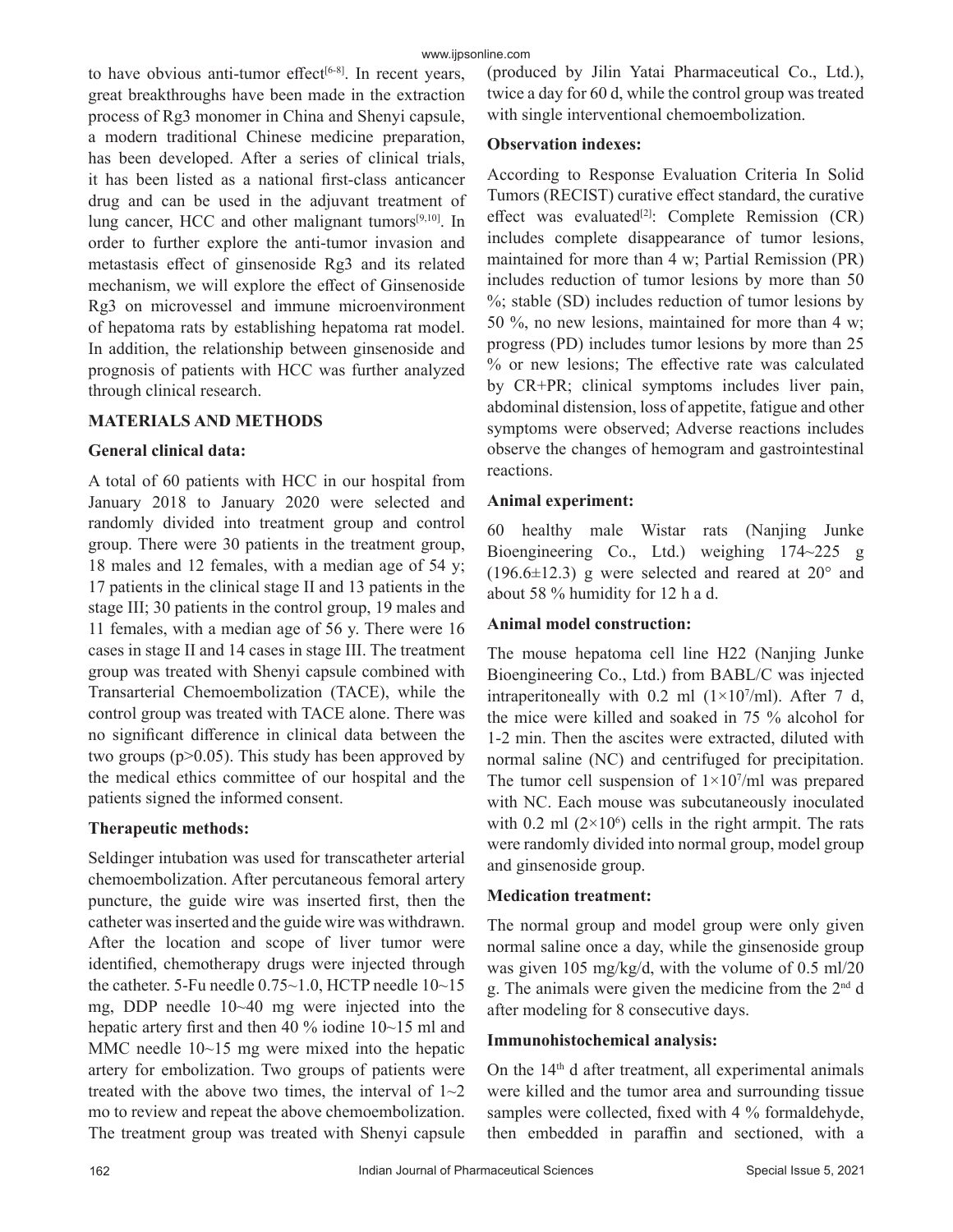to have obvious anti-tumor effect[6-8]. In recent years, great breakthroughs have been made in the extraction process of Rg3 monomer in China and Shenyi capsule, a modern traditional Chinese medicine preparation, has been developed. After a series of clinical trials, it has been listed as a national first-class anticancer drug and can be used in the adjuvant treatment of lung cancer, HCC and other malignant tumors[9,10]. In order to further explore the anti-tumor invasion and metastasis effect of ginsenoside Rg3 and its related mechanism, we will explore the effect of Ginsenoside Rg3 on microvessel and immune microenvironment of hepatoma rats by establishing hepatoma rat model. In addition, the relationship between ginsenoside and prognosis of patients with HCC was further analyzed through clinical research.

## MATERIALS AND METHODS

### General clinical data:

A total of 60 patients with HCC in our hospital from January 2018 to January 2020 were selected and randomly divided into treatment group and control group. There were 30 patients in the treatment group, 18 males and 12 females, with a median age of 54 y; 17 patients in the clinical stage II and 13 patients in the stage III; 30 patients in the control group, 19 males and 11 females, with a median age of 56 y. There were 16 cases in stage II and 14 cases in stage III. The treatment group was treated with Shenyi capsule combined with Transarterial Chemoembolization (TACE), while the control group was treated with TACE alone. There was no significant difference in clinical data between the two groups ($p>0.05$). This study has been approved by the medical ethics committee of our hospital and the patients signed the informed consent.

### Therapeutic methods:

Seldinger intubation was used for transcatheter arterial chemoembolization. After percutaneous femoral artery puncture, the guide wire was inserted first, then the catheter was inserted and the guide wire was withdrawn. After the location and scope of liver tumor were identified, chemotherapy drugs were injected through the catheter. 5-Fu needle 0.75~1.0, HCTP needle 10~15 mg, DDP needle 10~40 mg were injected into the hepatic artery first and then 40 % iodine 10~15 ml and MMC needle 10~15 mg were mixed into the hepatic artery for embolization. Two groups of patients were treated with the above two times, the interval of 1~2 mo to review and repeat the above chemoembolization. The treatment group was treated with Shenyi capsule (produced by Jilin Yatai Pharmaceutical Co., Ltd.), twice a day for 60 d, while the control group was treated with single interventional chemoembolization.

### Observation indexes:

According to Response Evaluation Criteria In Solid Tumors (RECIST) curative effect standard, the curative effect was evaluated[2]: Complete Remission (CR) includes complete disappearance of tumor lesions, maintained for more than 4 w; Partial Remission (PR) includes reduction of tumor lesions by more than 50 %; stable (SD) includes reduction of tumor lesions by 50 %, no new lesions, maintained for more than 4 w; progress (PD) includes tumor lesions by more than 25 % or new lesions; The effective rate was calculated by CR+PR; clinical symptoms includes liver pain, abdominal distension, loss of appetite, fatigue and other symptoms were observed; Adverse reactions includes observe the changes of hemogram and gastrointestinal reactions.

### Animal experiment:

60 healthy male Wistar rats (Nanjing Junke Bioengineering Co., Ltd.) weighing 174~225 g (196.6±12.3) g were selected and reared at 20° and about 58 % humidity for 12 h a d.

### Animal model construction:

The mouse hepatoma cell line H22 (Nanjing Junke Bioengineering Co., Ltd.) from BABL/C was injected intraperitoneally with 0.2 ml ($1\times10^7$/ml). After 7 d, the mice were killed and soaked in 75 % alcohol for 1-2 min. Then the ascites were extracted, diluted with normal saline (NC) and centrifuged for precipitation. The tumor cell suspension of $1\times10^7$/ml was prepared with NC. Each mouse was subcutaneously inoculated with 0.2 ml ($2\times10^6$) cells in the right armpit. The rats were randomly divided into normal group, model group and ginsenoside group.

### Medication treatment:

The normal group and model group were only given normal saline once a day, while the ginsenoside group was given 105 mg/kg/d, with the volume of 0.5 ml/20 g. The animals were given the medicine from the 2nd d after modeling for 8 consecutive days.

### Immunohistochemical analysis:

On the 14th d after treatment, all experimental animals were killed and the tumor area and surrounding tissue samples were collected, fixed with 4 % formaldehyde, then embedded in paraffin and sectioned, with a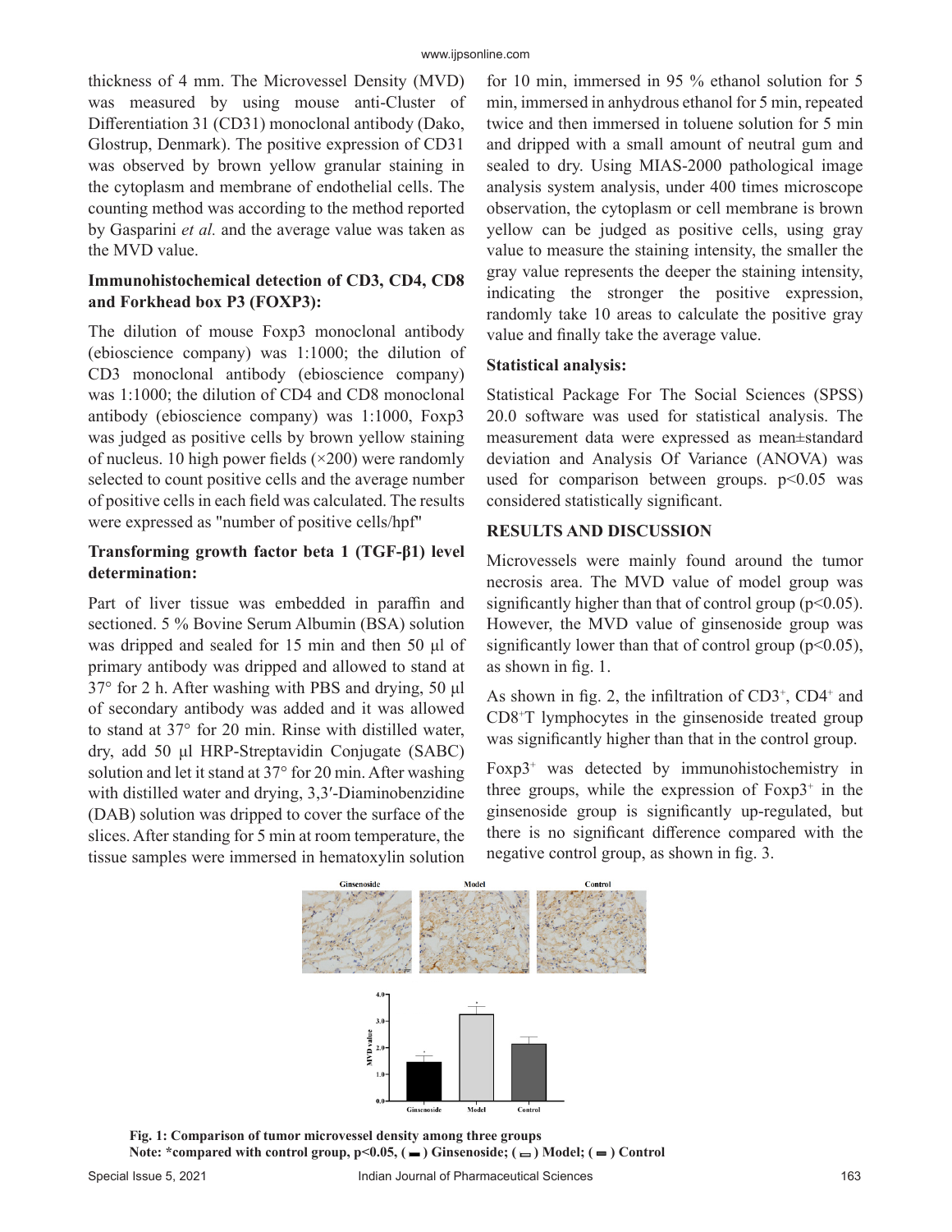thickness of 4 mm. The Microvessel Density (MVD) was measured by using mouse anti-Cluster of Differentiation 31 (CD31) monoclonal antibody (Dako, Glostrup, Denmark). The positive expression of CD31 was observed by brown yellow granular staining in the cytoplasm and membrane of endothelial cells. The counting method was according to the method reported by Gasparini *et al.* and the average value was taken as the MVD value.

**Immunohistochemical detection of CD3, CD4, CD8 and Forkhead box P3 (FOXP3):**

The dilution of mouse Foxp3 monoclonal antibody (ebioscience company) was 1:1000; the dilution of CD3 monoclonal antibody (ebioscience company) was 1:1000; the dilution of CD4 and CD8 monoclonal antibody (ebioscience company) was 1:1000, Foxp3 was judged as positive cells by brown yellow staining of nucleus. 10 high power fields (×200) were randomly selected to count positive cells and the average number of positive cells in each field was calculated. The results were expressed as "number of positive cells/hpf"

**Transforming growth factor beta 1 (TGF-β1) level determination:**

Part of liver tissue was embedded in paraffin and sectioned. 5 % Bovine Serum Albumin (BSA) solution was dripped and sealed for 15 min and then 50 μl of primary antibody was dripped and allowed to stand at 37° for 2 h. After washing with PBS and drying, 50 μl of secondary antibody was added and it was allowed to stand at 37° for 20 min. Rinse with distilled water, dry, add 50 μl HRP-Streptavidin Conjugate (SABC) solution and let it stand at 37° for 20 min. After washing with distilled water and drying, 3,3′-Diaminobenzidine (DAB) solution was dripped to cover the surface of the slices. After standing for 5 min at room temperature, the tissue samples were immersed in hematoxylin solution for 10 min, immersed in 95 % ethanol solution for 5 min, immersed in anhydrous ethanol for 5 min, repeated twice and then immersed in toluene solution for 5 min and dripped with a small amount of neutral gum and sealed to dry. Using MIAS-2000 pathological image analysis system analysis, under 400 times microscope observation, the cytoplasm or cell membrane is brown yellow can be judged as positive cells, using gray value to measure the staining intensity, the smaller the gray value represents the deeper the staining intensity, indicating the stronger the positive expression, randomly take 10 areas to calculate the positive gray value and finally take the average value.

**Statistical analysis:**

Statistical Package For The Social Sciences (SPSS) 20.0 software was used for statistical analysis. The measurement data were expressed as mean±standard deviation and Analysis Of Variance (ANOVA) was used for comparison between groups. $p<0.05$ was considered statistically significant.

## RESULTS AND DISCUSSION

Microvessels were mainly found around the tumor necrosis area. The MVD value of model group was significantly higher than that of control group ($p<0.05$). However, the MVD value of ginsenoside group was significantly lower than that of control group ($p<0.05$), as shown in fig. 1.

As shown in fig. 2, the infiltration of $CD3^+$, $CD4^+$ and $CD8^+$T lymphocytes in the ginsenoside treated group was significantly higher than that in the control group.

$Foxp3^+$ was detected by immunohistochemistry in three groups, while the expression of $Foxp3^+$ in the ginsenoside group is significantly up-regulated, but there is no significant difference compared with the negative control group, as shown in fig. 3.

**Fig. 1: Comparison of tumor microvessel density among three groups**
**Note: *compared with control group, p<0.05, ( ▬ ) Ginsenoside; ( ▭ ) Model; ( ▬ ) Control**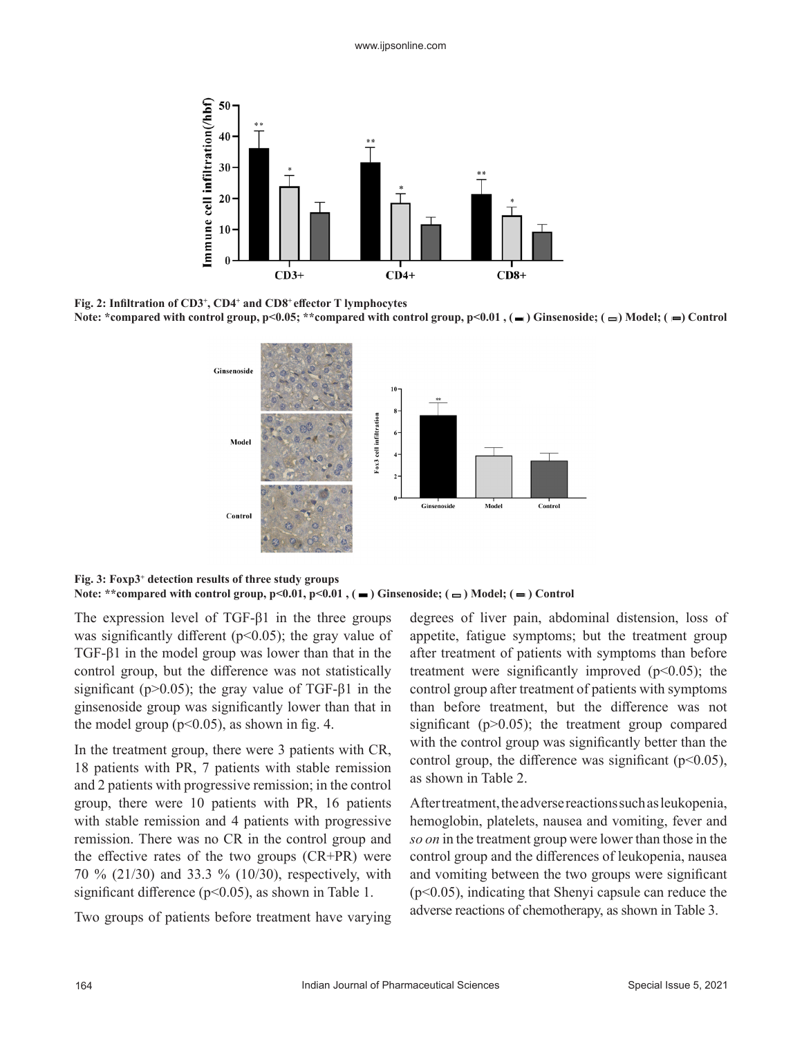**Fig. 2: Infiltration of $CD3^+$, $CD4^+$ and $CD8^+$ effector T lymphocytes**

**Note: *compared with control group, $p<0.05$; **compared with control group, $p<0.01$ , ( ▬ ) Ginsenoside; ( ▭) Model; ( ▬) Control**

**Fig. 3: $Foxp3^+$ detection results of three study groups**

**Note: **compared with control group, $p<0.01$, $p<0.01$ , ( ▬ ) Ginsenoside; ( ▭ ) Model; ( ▬ ) Control**

The expression level of TGF-β1 in the three groups was significantly different ($p<0.05$); the gray value of TGF-β1 in the model group was lower than that in the control group, but the difference was not statistically significant ($p>0.05$); the gray value of TGF-β1 in the ginsenoside group was significantly lower than that in the model group ($p<0.05$), as shown in fig. 4.

In the treatment group, there were 3 patients with CR, 18 patients with PR, 7 patients with stable remission and 2 patients with progressive remission; in the control group, there were 10 patients with PR, 16 patients with stable remission and 4 patients with progressive remission. There was no CR in the control group and the effective rates of the two groups (CR+PR) were 70 % (21/30) and 33.3 % (10/30), respectively, with significant difference ($p<0.05$), as shown in Table 1.

Two groups of patients before treatment have varying degrees of liver pain, abdominal distension, loss of appetite, fatigue symptoms; but the treatment group after treatment of patients with symptoms than before treatment were significantly improved ($p<0.05$); the control group after treatment of patients with symptoms than before treatment, but the difference was not significant ($p>0.05$); the treatment group compared with the control group was significantly better than the control group, the difference was significant ($p<0.05$), as shown in Table 2.

After treatment, the adverse reactions such as leukopenia, hemoglobin, platelets, nausea and vomiting, fever and *so on* in the treatment group were lower than those in the control group and the differences of leukopenia, nausea and vomiting between the two groups were significant ($p<0.05$), indicating that Shenyi capsule can reduce the adverse reactions of chemotherapy, as shown in Table 3.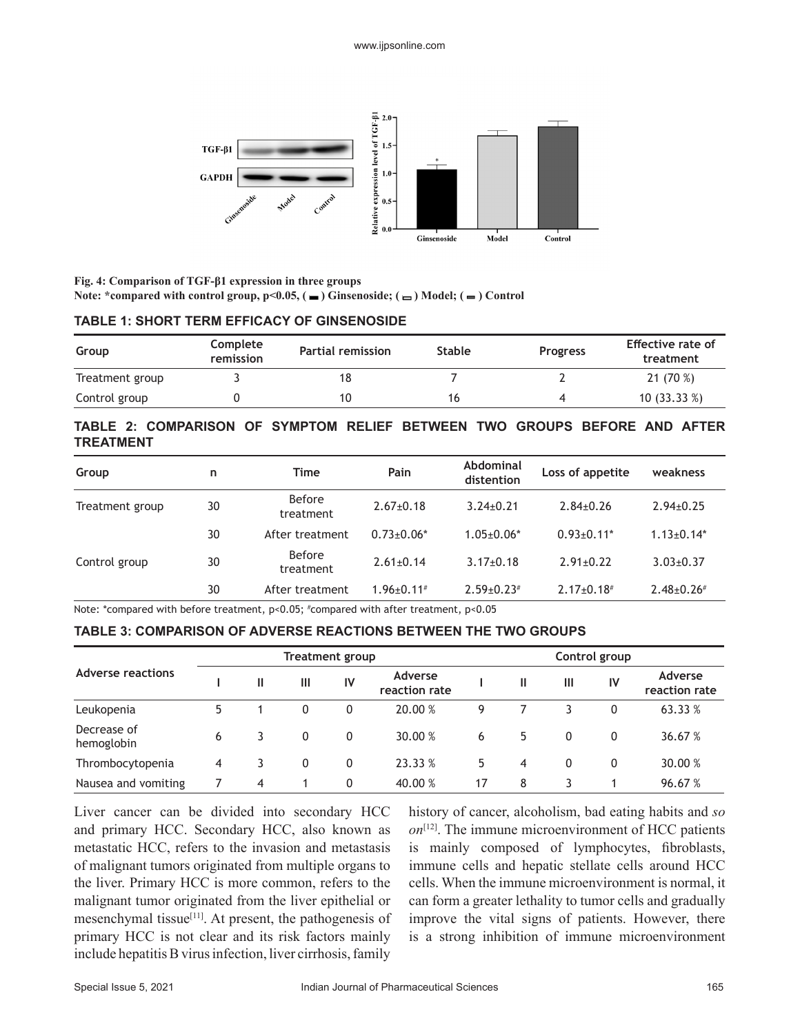Fig. 4: Comparison of TGF-β1 expression in three groups

Note: *compared with control group, $p<0.05$, ( ▬ ) Ginsenoside; ( ▭ ) Model; ( ▬ ) Control

**TABLE 1: SHORT TERM EFFICACY OF GINSENOSIDE**

| Group | Complete remission | Partial remission | Stable | Progress | Effective rate of treatment |
|---|---|---|---|---|---|
| Treatment group | 3 | 18 | 7 | 2 | 21 (70 %) |
| Control group | 0 | 10 | 16 | 4 | 10 (33.33 %) |

**TABLE 2: COMPARISON OF SYMPTOM RELIEF BETWEEN TWO GROUPS BEFORE AND AFTER TREATMENT**

| Group | n | Time | Pain | Abdominal distention | Loss of appetite | weakness |
|---|---|---|---|---|---|---|
| Treatment group | 30 | Before treatment | 2.67±0.18 | 3.24±0.21 | 2.84±0.26 | 2.94±0.25 |
| | 30 | After treatment | 0.73±0.06* | 1.05±0.06* | 0.93±0.11* | 1.13±0.14* |
| Control group | 30 | Before treatment | 2.61±0.14 | 3.17±0.18 | 2.91±0.22 | 3.03±0.37 |
| | 30 | After treatment | 1.96±0.11# | 2.59±0.23# | 2.17±0.18# | 2.48±0.26# |

Note: *compared with before treatment, $p<0.05$; #compared with after treatment, $p<0.05$

**TABLE 3: COMPARISON OF ADVERSE REACTIONS BETWEEN THE TWO GROUPS**

| Adverse reactions | Treatment group | | | | | Control group | | | | |
|---|---|---|---|---|---|---|---|---|---|---|
| | I | II | III | IV | Adverse reaction rate | I | II | III | IV | Adverse reaction rate |
| Leukopenia | 5 | 1 | 0 | 0 | 20.00 % | 9 | 7 | 3 | 0 | 63.33 % |
| Decrease of hemoglobin | 6 | 3 | 0 | 0 | 30.00 % | 6 | 5 | 0 | 0 | 36.67 % |
| Thrombocytopenia | 4 | 3 | 0 | 0 | 23.33 % | 5 | 4 | 0 | 0 | 30.00 % |
| Nausea and vomiting | 7 | 4 | 1 | 0 | 40.00 % | 17 | 8 | 3 | 1 | 96.67 % |

Liver cancer can be divided into secondary HCC and primary HCC. Secondary HCC, also known as metastatic HCC, refers to the invasion and metastasis of malignant tumors originated from multiple organs to the liver. Primary HCC is more common, refers to the malignant tumor originated from the liver epithelial or mesenchymal tissue[11]. At present, the pathogenesis of primary HCC is not clear and its risk factors mainly include hepatitis B virus infection, liver cirrhosis, family history of cancer, alcoholism, bad eating habits and *so on*[12]. The immune microenvironment of HCC patients is mainly composed of lymphocytes, fibroblasts, immune cells and hepatic stellate cells around HCC cells. When the immune microenvironment is normal, it can form a greater lethality to tumor cells and gradually improve the vital signs of patients. However, there is a strong inhibition of immune microenvironment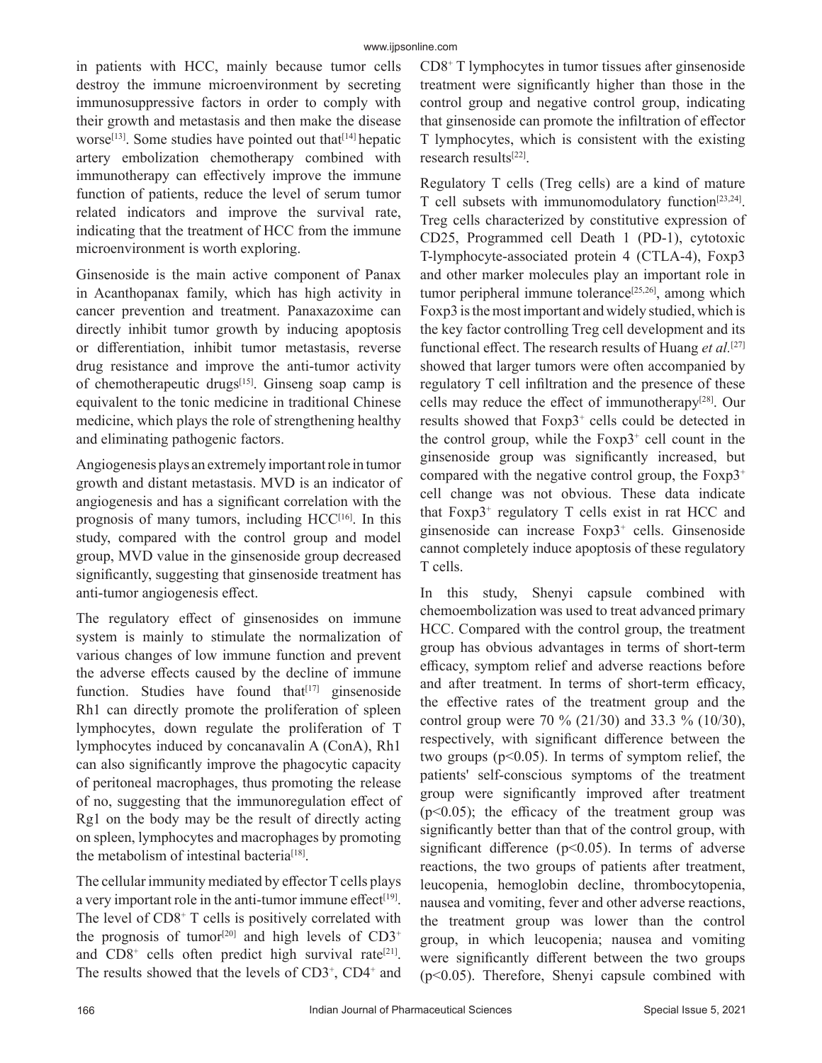in patients with HCC, mainly because tumor cells destroy the immune microenvironment by secreting immunosuppressive factors in order to comply with their growth and metastasis and then make the disease worse[13]. Some studies have pointed out that[14] hepatic artery embolization chemotherapy combined with immunotherapy can effectively improve the immune function of patients, reduce the level of serum tumor related indicators and improve the survival rate, indicating that the treatment of HCC from the immune microenvironment is worth exploring.

Ginsenoside is the main active component of Panax in Acanthopanax family, which has high activity in cancer prevention and treatment. Panaxazoxime can directly inhibit tumor growth by inducing apoptosis or differentiation, inhibit tumor metastasis, reverse drug resistance and improve the anti-tumor activity of chemotherapeutic drugs[15]. Ginseng soap camp is equivalent to the tonic medicine in traditional Chinese medicine, which plays the role of strengthening healthy and eliminating pathogenic factors.

Angiogenesis plays an extremely important role in tumor growth and distant metastasis. MVD is an indicator of angiogenesis and has a significant correlation with the prognosis of many tumors, including HCC[16]. In this study, compared with the control group and model group, MVD value in the ginsenoside group decreased significantly, suggesting that ginsenoside treatment has anti-tumor angiogenesis effect.

The regulatory effect of ginsenosides on immune system is mainly to stimulate the normalization of various changes of low immune function and prevent the adverse effects caused by the decline of immune function. Studies have found that[17] ginsenoside Rh1 can directly promote the proliferation of spleen lymphocytes, down regulate the proliferation of T lymphocytes induced by concanavalin A (ConA), Rh1 can also significantly improve the phagocytic capacity of peritoneal macrophages, thus promoting the release of no, suggesting that the immunoregulation effect of Rg1 on the body may be the result of directly acting on spleen, lymphocytes and macrophages by promoting the metabolism of intestinal bacteria[18].

The cellular immunity mediated by effector T cells plays a very important role in the anti-tumor immune effect[19]. The level of $CD8^+$ T cells is positively correlated with the prognosis of tumor[20] and high levels of $CD3^+$ and $CD8^+$ cells often predict high survival rate[21]. The results showed that the levels of $CD3^+$, $CD4^+$ and $CD8^+$ T lymphocytes in tumor tissues after ginsenoside treatment were significantly higher than those in the control group and negative control group, indicating that ginsenoside can promote the infiltration of effector T lymphocytes, which is consistent with the existing research results[22].

Regulatory T cells (Treg cells) are a kind of mature T cell subsets with immunomodulatory function[23,24]. Treg cells characterized by constitutive expression of CD25, Programmed cell Death 1 (PD-1), cytotoxic T-lymphocyte-associated protein 4 (CTLA-4), Foxp3 and other marker molecules play an important role in tumor peripheral immune tolerance[25,26], among which Foxp3 is the most important and widely studied, which is the key factor controlling Treg cell development and its functional effect. The research results of Huang *et al.*[27] showed that larger tumors were often accompanied by regulatory T cell infiltration and the presence of these cells may reduce the effect of immunotherapy[28]. Our results showed that $Foxp3^+$ cells could be detected in the control group, while the $Foxp3^+$ cell count in the ginsenoside group was significantly increased, but compared with the negative control group, the $Foxp3^+$ cell change was not obvious. These data indicate that $Foxp3^+$ regulatory T cells exist in rat HCC and ginsenoside can increase $Foxp3^+$ cells. Ginsenoside cannot completely induce apoptosis of these regulatory T cells.

In this study, Shenyi capsule combined with chemoembolization was used to treat advanced primary HCC. Compared with the control group, the treatment group has obvious advantages in terms of short-term efficacy, symptom relief and adverse reactions before and after treatment. In terms of short-term efficacy, the effective rates of the treatment group and the control group were 70 % (21/30) and 33.3 % (10/30), respectively, with significant difference between the two groups ($p<0.05$). In terms of symptom relief, the patients' self-conscious symptoms of the treatment group were significantly improved after treatment ($p<0.05$); the efficacy of the treatment group was significantly better than that of the control group, with significant difference ($p<0.05$). In terms of adverse reactions, the two groups of patients after treatment, leucopenia, hemoglobin decline, thrombocytopenia, nausea and vomiting, fever and other adverse reactions, the treatment group was lower than the control group, in which leucopenia; nausea and vomiting were significantly different between the two groups ($p<0.05$). Therefore, Shenyi capsule combined with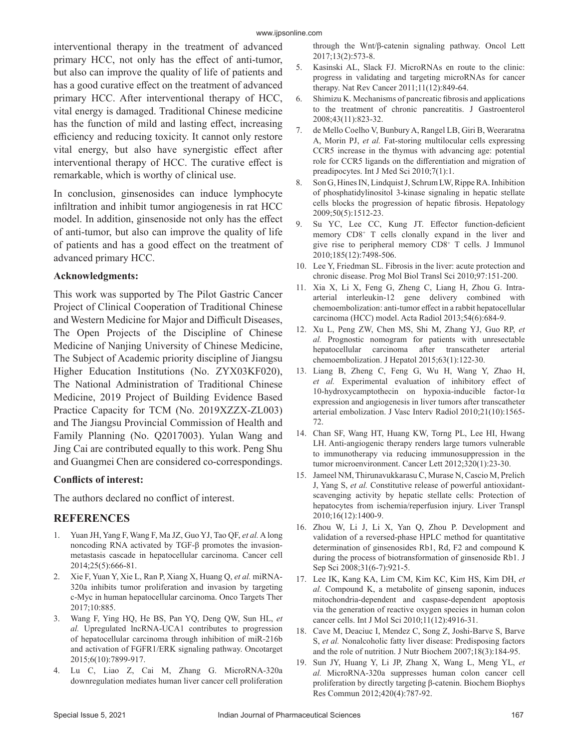interventional therapy in the treatment of advanced primary HCC, not only has the effect of anti-tumor, but also can improve the quality of life of patients and has a good curative effect on the treatment of advanced primary HCC. After interventional therapy of HCC, vital energy is damaged. Traditional Chinese medicine has the function of mild and lasting effect, increasing efficiency and reducing toxicity. It cannot only restore vital energy, but also have synergistic effect after interventional therapy of HCC. The curative effect is remarkable, which is worthy of clinical use.

In conclusion, ginsenosides can induce lymphocyte infiltration and inhibit tumor angiogenesis in rat HCC model. In addition, ginsenoside not only has the effect of anti-tumor, but also can improve the quality of life of patients and has a good effect on the treatment of advanced primary HCC.

### Acknowledgments:

This work was supported by The Pilot Gastric Cancer Project of Clinical Cooperation of Traditional Chinese and Western Medicine for Major and Difficult Diseases, The Open Projects of the Discipline of Chinese Medicine of Nanjing University of Chinese Medicine, The Subject of Academic priority discipline of Jiangsu Higher Education Institutions (No. ZYX03KF020), The National Administration of Traditional Chinese Medicine, 2019 Project of Building Evidence Based Practice Capacity for TCM (No. 2019XZZX-ZL003) and The Jiangsu Provincial Commission of Health and Family Planning (No. Q2017003). Yulan Wang and Jing Cai are contributed equally to this work. Peng Shu and Guangmei Chen are considered co-correspondings.

### Conflicts of interest:

The authors declared no conflict of interest.

## REFERENCES

1. Yuan JH, Yang F, Wang F, Ma JZ, Guo YJ, Tao QF, *et al.* A long noncoding RNA activated by TGF-β promotes the invasion-metastasis cascade in hepatocellular carcinoma. Cancer cell 2014;25(5):666-81.
2. Xie F, Yuan Y, Xie L, Ran P, Xiang X, Huang Q, *et al.* miRNA-320a inhibits tumor proliferation and invasion by targeting c-Myc in human hepatocellular carcinoma. Onco Targets Ther 2017;10:885.
3. Wang F, Ying HQ, He BS, Pan YQ, Deng QW, Sun HL, *et al.* Upregulated lncRNA-UCA1 contributes to progression of hepatocellular carcinoma through inhibition of miR-216b and activation of FGFR1/ERK signaling pathway. Oncotarget 2015;6(10):7899-917.
4. Lu C, Liao Z, Cai M, Zhang G. MicroRNA-320a downregulation mediates human liver cancer cell proliferation through the Wnt/β-catenin signaling pathway. Oncol Lett 2017;13(2):573-8.
5. Kasinski AL, Slack FJ. MicroRNAs en route to the clinic: progress in validating and targeting microRNAs for cancer therapy. Nat Rev Cancer 2011;11(12):849-64.
6. Shimizu K. Mechanisms of pancreatic fibrosis and applications to the treatment of chronic pancreatitis. J Gastroenterol 2008;43(11):823-32.
7. de Mello Coelho V, Bunbury A, Rangel LB, Giri B, Weeraratna A, Morin PJ, *et al.* Fat-storing multilocular cells expressing CCR5 increase in the thymus with advancing age: potential role for CCR5 ligands on the differentiation and migration of preadipocytes. Int J Med Sci 2010;7(1):1.
8. Son G, Hines IN, Lindquist J, Schrum LW, Rippe RA. Inhibition of phosphatidylinositol 3-kinase signaling in hepatic stellate cells blocks the progression of hepatic fibrosis. Hepatology 2009;50(5):1512-23.
9. Su YC, Lee CC, Kung JT. Effector function-deficient memory $CD8^+$ T cells clonally expand in the liver and give rise to peripheral memory $CD8^+$ T cells. J Immunol 2010;185(12):7498-506.
10. Lee Y, Friedman SL. Fibrosis in the liver: acute protection and chronic disease. Prog Mol Biol Transl Sci 2010;97:151-200.
11. Xia X, Li X, Feng G, Zheng C, Liang H, Zhou G. Intra-arterial interleukin-12 gene delivery combined with chemoembolization: anti-tumor effect in a rabbit hepatocellular carcinoma (HCC) model. Acta Radiol 2013;54(6):684-9.
12. Xu L, Peng ZW, Chen MS, Shi M, Zhang YJ, Guo RP, *et al.* Prognostic nomogram for patients with unresectable hepatocellular carcinoma after transcatheter arterial chemoembolization. J Hepatol 2015;63(1):122-30.
13. Liang B, Zheng C, Feng G, Wu H, Wang Y, Zhao H, *et al.* Experimental evaluation of inhibitory effect of 10-hydroxycamptothecin on hypoxia-inducible factor-1α expression and angiogenesis in liver tumors after transcatheter arterial embolization. J Vasc Interv Radiol 2010;21(10):1565-72.
14. Chan SF, Wang HT, Huang KW, Torng PL, Lee HI, Hwang LH. Anti-angiogenic therapy renders large tumors vulnerable to immunotherapy via reducing immunosuppression in the tumor microenvironment. Cancer Lett 2012;320(1):23-30.
15. Jameel NM, Thirunavukkarasu C, Murase N, Cascio M, Prelich J, Yang S, *et al.* Constitutive release of powerful antioxidant-scavenging activity by hepatic stellate cells: Protection of hepatocytes from ischemia/reperfusion injury. Liver Transpl 2010;16(12):1400-9.
16. Zhou W, Li J, Li X, Yan Q, Zhou P. Development and validation of a reversed-phase HPLC method for quantitative determination of ginsenosides Rb1, Rd, F2 and compound K during the process of biotransformation of ginsenoside Rb1. J Sep Sci 2008;31(6-7):921-5.
17. Lee IK, Kang KA, Lim CM, Kim KC, Kim HS, Kim DH, *et al.* Compound K, a metabolite of ginseng saponin, induces mitochondria-dependent and caspase-dependent apoptosis via the generation of reactive oxygen species in human colon cancer cells. Int J Mol Sci 2010;11(12):4916-31.
18. Cave M, Deaciuc I, Mendez C, Song Z, Joshi-Barve S, Barve S, *et al.* Nonalcoholic fatty liver disease: Predisposing factors and the role of nutrition. J Nutr Biochem 2007;18(3):184-95.
19. Sun JY, Huang Y, Li JP, Zhang X, Wang L, Meng YL, *et al.* MicroRNA-320a suppresses human colon cancer cell proliferation by directly targeting β-catenin. Biochem Biophys Res Commun 2012;420(4):787-92.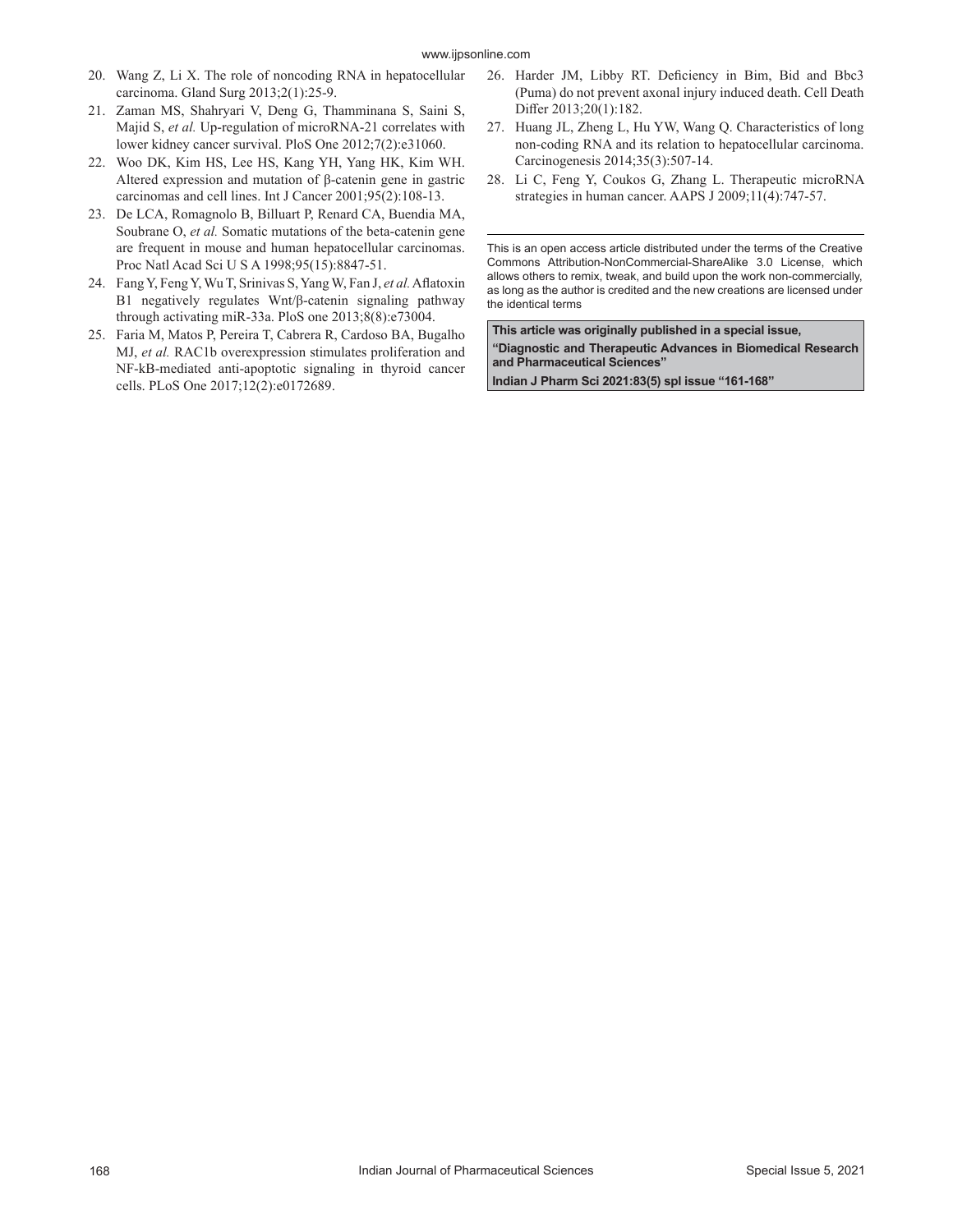20. Wang Z, Li X. The role of noncoding RNA in hepatocellular carcinoma. Gland Surg 2013;2(1):25-9.
21. Zaman MS, Shahryari V, Deng G, Thamminana S, Saini S, Majid S, *et al.* Up-regulation of microRNA-21 correlates with lower kidney cancer survival. PloS One 2012;7(2):e31060.
22. Woo DK, Kim HS, Lee HS, Kang YH, Yang HK, Kim WH. Altered expression and mutation of β-catenin gene in gastric carcinomas and cell lines. Int J Cancer 2001;95(2):108-13.
23. De LCA, Romagnolo B, Billuart P, Renard CA, Buendia MA, Soubrane O, *et al.* Somatic mutations of the beta-catenin gene are frequent in mouse and human hepatocellular carcinomas. Proc Natl Acad Sci U S A 1998;95(15):8847-51.
24. Fang Y, Feng Y, Wu T, Srinivas S, Yang W, Fan J, *et al.* Aflatoxin B1 negatively regulates Wnt/β-catenin signaling pathway through activating miR-33a. PloS one 2013;8(8):e73004.
25. Faria M, Matos P, Pereira T, Cabrera R, Cardoso BA, Bugalho MJ, *et al.* RAC1b overexpression stimulates proliferation and NF-kB-mediated anti-apoptotic signaling in thyroid cancer cells. PLoS One 2017;12(2):e0172689.
26. Harder JM, Libby RT. Deficiency in Bim, Bid and Bbc3 (Puma) do not prevent axonal injury induced death. Cell Death Differ 2013;20(1):182.
27. Huang JL, Zheng L, Hu YW, Wang Q. Characteristics of long non-coding RNA and its relation to hepatocellular carcinoma. Carcinogenesis 2014;35(3):507-14.
28. Li C, Feng Y, Coukos G, Zhang L. Therapeutic microRNA strategies in human cancer. AAPS J 2009;11(4):747-57.

---

This is an open access article distributed under the terms of the Creative Commons Attribution-NonCommercial-ShareAlike 3.0 License, which allows others to remix, tweak, and build upon the work non-commercially, as long as the author is credited and the new creations are licensed under the identical terms

**This article was originally published in a special issue, "Diagnostic and Therapeutic Advances in Biomedical Research and Pharmaceutical Sciences"**

**Indian J Pharm Sci 2021:83(5) spl issue "161-168"**